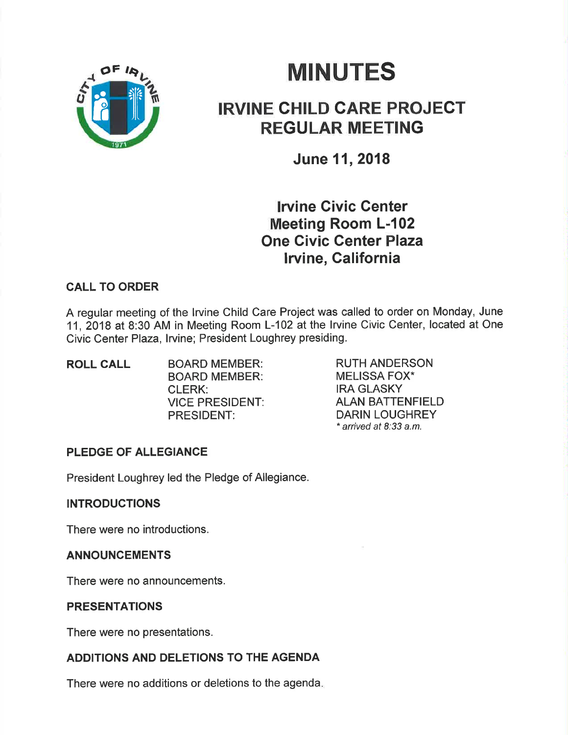# MINUTES

## IRVINE CHILD CARE PROJECT REGULAR MEETING

### June 11, 2018

### Irvine Civic Center
### Meeting Room L-102
### One Civic Center Plaza
### Irvine, California

**CALL TO ORDER**

A regular meeting of the Irvine Child Care Project was called to order on Monday, June 11, 2018 at 8:30 AM in Meeting Room L-102 at the Irvine Civic Center, located at One Civic Center Plaza, Irvine; President Loughrey presiding.

**ROLL CALL**

| | |
|---|---|
| BOARD MEMBER: | RUTH ANDERSON |
| BOARD MEMBER: | MELISSA FOX* |
| CLERK: | IRA GLASKY |
| VICE PRESIDENT: | ALAN BATTENFIELD |
| PRESIDENT: | DARIN LOUGHREY |

*\* arrived at 8:33 a.m.*

**PLEDGE OF ALLEGIANCE**

President Loughrey led the Pledge of Allegiance.

**INTRODUCTIONS**

There were no introductions.

**ANNOUNCEMENTS**

There were no announcements.

**PRESENTATIONS**

There were no presentations.

**ADDITIONS AND DELETIONS TO THE AGENDA**

There were no additions or deletions to the agenda.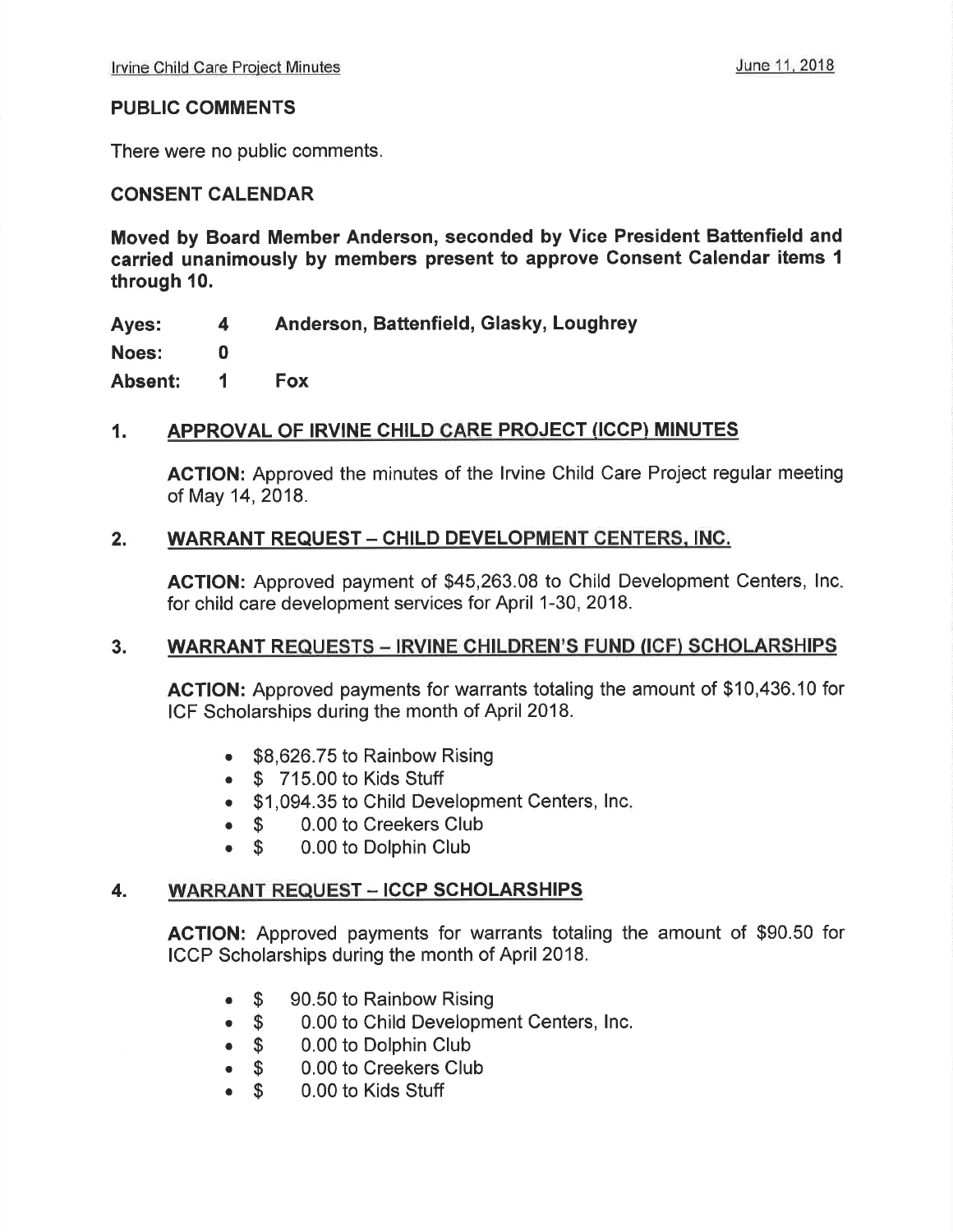## PUBLIC COMMENTS

There were no public comments.

## CONSENT CALENDAR

**Moved by Board Member Anderson, seconded by Vice President Battenfield and carried unanimously by members present to approve Consent Calendar items 1 through 10.**

| | | |
|---|---|---|
| **Ayes:** | **4** | **Anderson, Battenfield, Glasky, Loughrey** |
| **Noes:** | **0** | |
| **Absent:** | **1** | **Fox** |

### 1. APPROVAL OF IRVINE CHILD CARE PROJECT (ICCP) MINUTES

**ACTION:** Approved the minutes of the Irvine Child Care Project regular meeting of May 14, 2018.

### 2. WARRANT REQUEST – CHILD DEVELOPMENT CENTERS, INC.

**ACTION:** Approved payment of $45,263.08 to Child Development Centers, Inc. for child care development services for April 1-30, 2018.

### 3. WARRANT REQUESTS – IRVINE CHILDREN'S FUND (ICF) SCHOLARSHIPS

**ACTION:** Approved payments for warrants totaling the amount of $10,436.10 for ICF Scholarships during the month of April 2018.

- $8,626.75 to Rainbow Rising
- $ 715.00 to Kids Stuff
- $1,094.35 to Child Development Centers, Inc.
- $ 0.00 to Creekers Club
- $ 0.00 to Dolphin Club

### 4. WARRANT REQUEST – ICCP SCHOLARSHIPS

**ACTION:** Approved payments for warrants totaling the amount of $90.50 for ICCP Scholarships during the month of April 2018.

- $ 90.50 to Rainbow Rising
- $ 0.00 to Child Development Centers, Inc.
- $ 0.00 to Dolphin Club
- $ 0.00 to Creekers Club
- $ 0.00 to Kids Stuff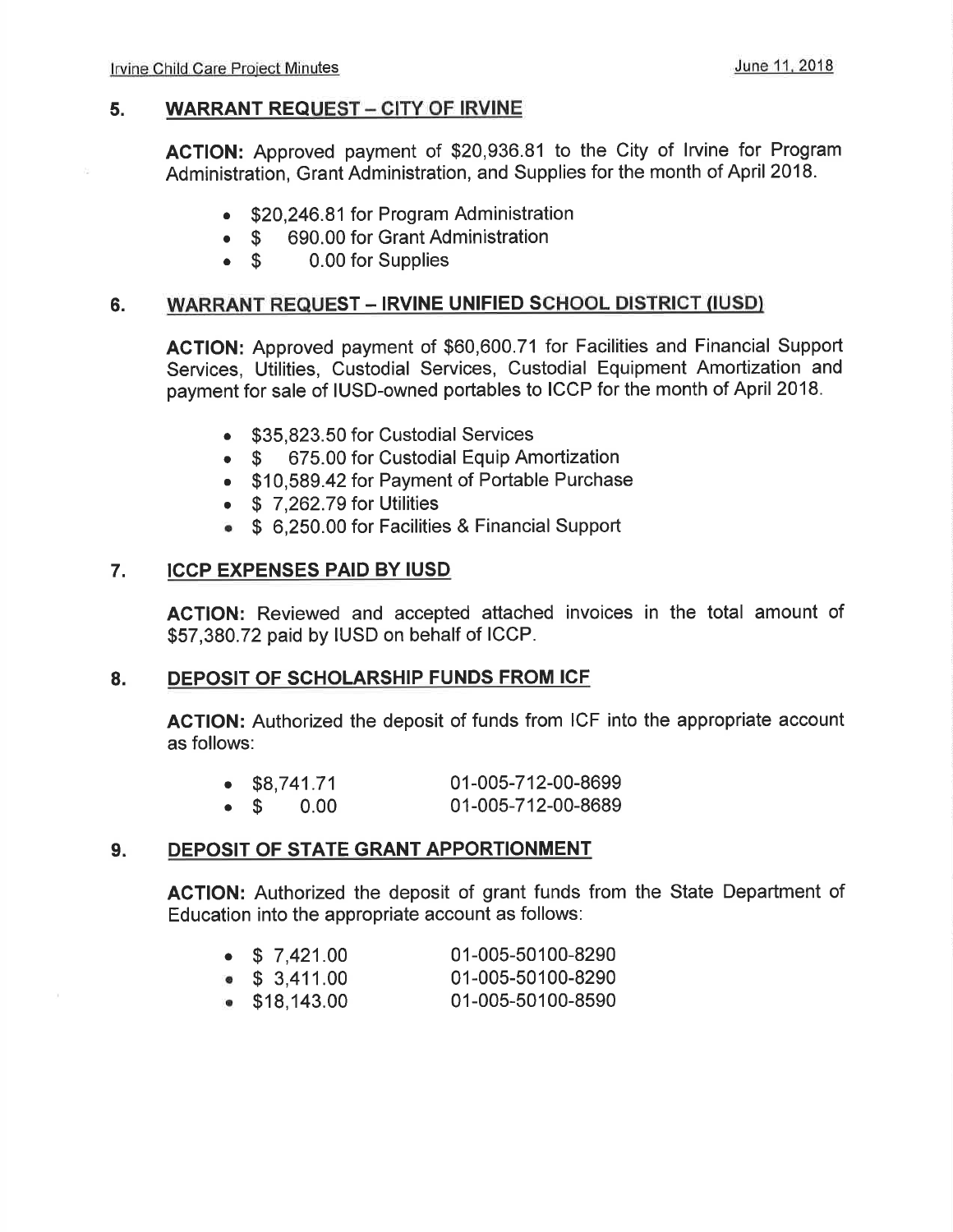## 5. WARRANT REQUEST – CITY OF IRVINE

**ACTION:** Approved payment of $20,936.81 to the City of Irvine for Program Administration, Grant Administration, and Supplies for the month of April 2018.

- $20,246.81 for Program Administration
- $ 690.00 for Grant Administration
- $ 0.00 for Supplies

## 6. WARRANT REQUEST – IRVINE UNIFIED SCHOOL DISTRICT (IUSD)

**ACTION:** Approved payment of $60,600.71 for Facilities and Financial Support Services, Utilities, Custodial Services, Custodial Equipment Amortization and payment for sale of IUSD-owned portables to ICCP for the month of April 2018.

- $35,823.50 for Custodial Services
- $ 675.00 for Custodial Equip Amortization
- $10,589.42 for Payment of Portable Purchase
- $ 7,262.79 for Utilities
- $ 6,250.00 for Facilities & Financial Support

## 7. ICCP EXPENSES PAID BY IUSD

**ACTION:** Reviewed and accepted attached invoices in the total amount of $57,380.72 paid by IUSD on behalf of ICCP.

## 8. DEPOSIT OF SCHOLARSHIP FUNDS FROM ICF

**ACTION:** Authorized the deposit of funds from ICF into the appropriate account as follows:

- $8,741.71 01-005-712-00-8699
- $ 0.00 01-005-712-00-8689

## 9. DEPOSIT OF STATE GRANT APPORTIONMENT

**ACTION:** Authorized the deposit of grant funds from the State Department of Education into the appropriate account as follows:

- $ 7,421.00 01-005-50100-8290
- $ 3,411.00 01-005-50100-8290
- $18,143.00 01-005-50100-8590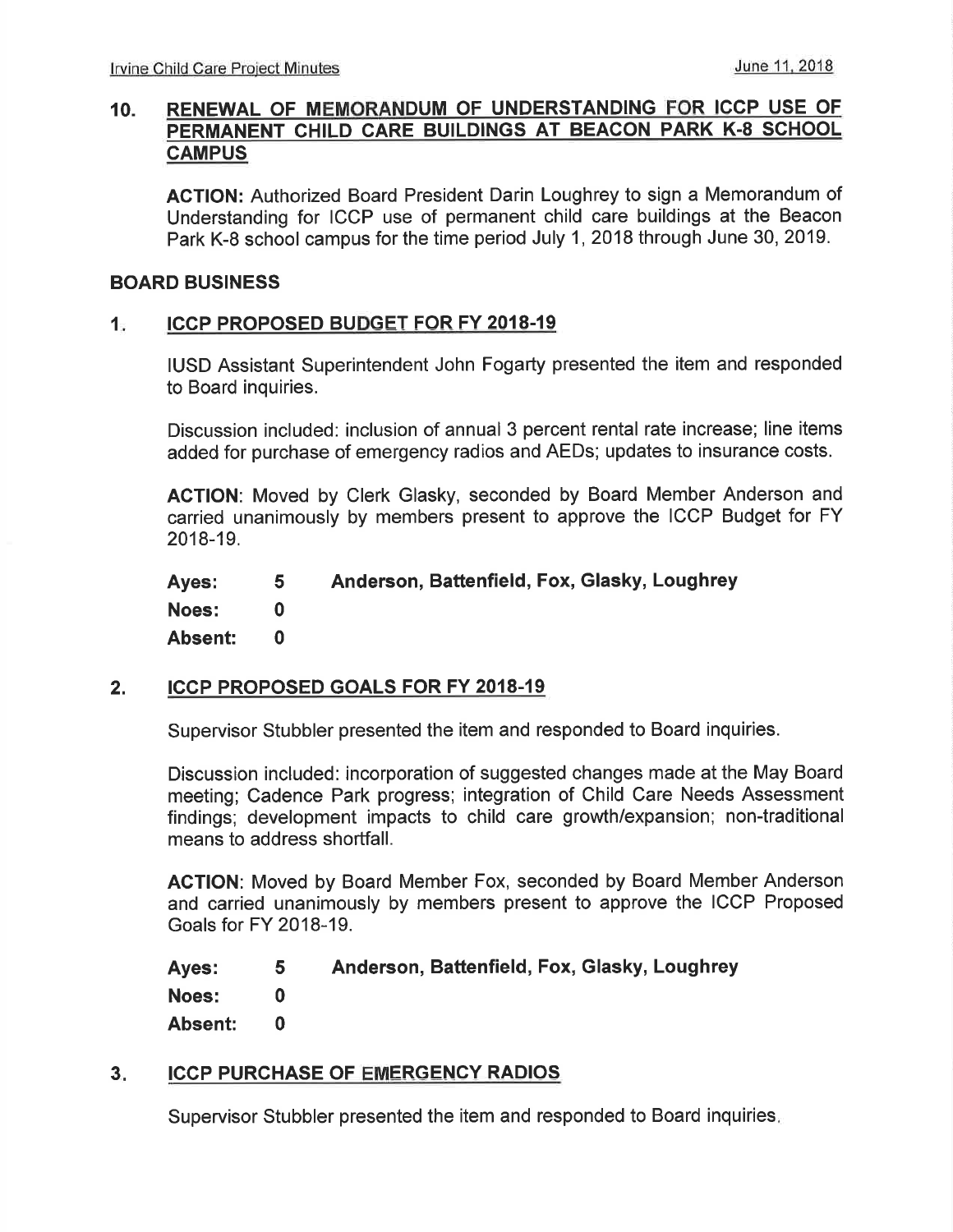## 10. RENEWAL OF MEMORANDUM OF UNDERSTANDING FOR ICCP USE OF PERMANENT CHILD CARE BUILDINGS AT BEACON PARK K-8 SCHOOL CAMPUS

**ACTION:** Authorized Board President Darin Loughrey to sign a Memorandum of Understanding for ICCP use of permanent child care buildings at the Beacon Park K-8 school campus for the time period July 1, 2018 through June 30, 2019.

## BOARD BUSINESS

## 1. ICCP PROPOSED BUDGET FOR FY 2018-19

IUSD Assistant Superintendent John Fogarty presented the item and responded to Board inquiries.

Discussion included: inclusion of annual 3 percent rental rate increase; line items added for purchase of emergency radios and AEDs; updates to insurance costs.

**ACTION**: Moved by Clerk Glasky, seconded by Board Member Anderson and carried unanimously by members present to approve the ICCP Budget for FY 2018-19.

**Ayes:** 5 **Anderson, Battenfield, Fox, Glasky, Loughrey**
**Noes:** 0
**Absent:** 0

## 2. ICCP PROPOSED GOALS FOR FY 2018-19

Supervisor Stubbler presented the item and responded to Board inquiries.

Discussion included: incorporation of suggested changes made at the May Board meeting; Cadence Park progress; integration of Child Care Needs Assessment findings; development impacts to child care growth/expansion; non-traditional means to address shortfall.

**ACTION**: Moved by Board Member Fox, seconded by Board Member Anderson and carried unanimously by members present to approve the ICCP Proposed Goals for FY 2018-19.

**Ayes:** 5 **Anderson, Battenfield, Fox, Glasky, Loughrey**
**Noes:** 0
**Absent:** 0

## 3. ICCP PURCHASE OF EMERGENCY RADIOS

Supervisor Stubbler presented the item and responded to Board inquiries.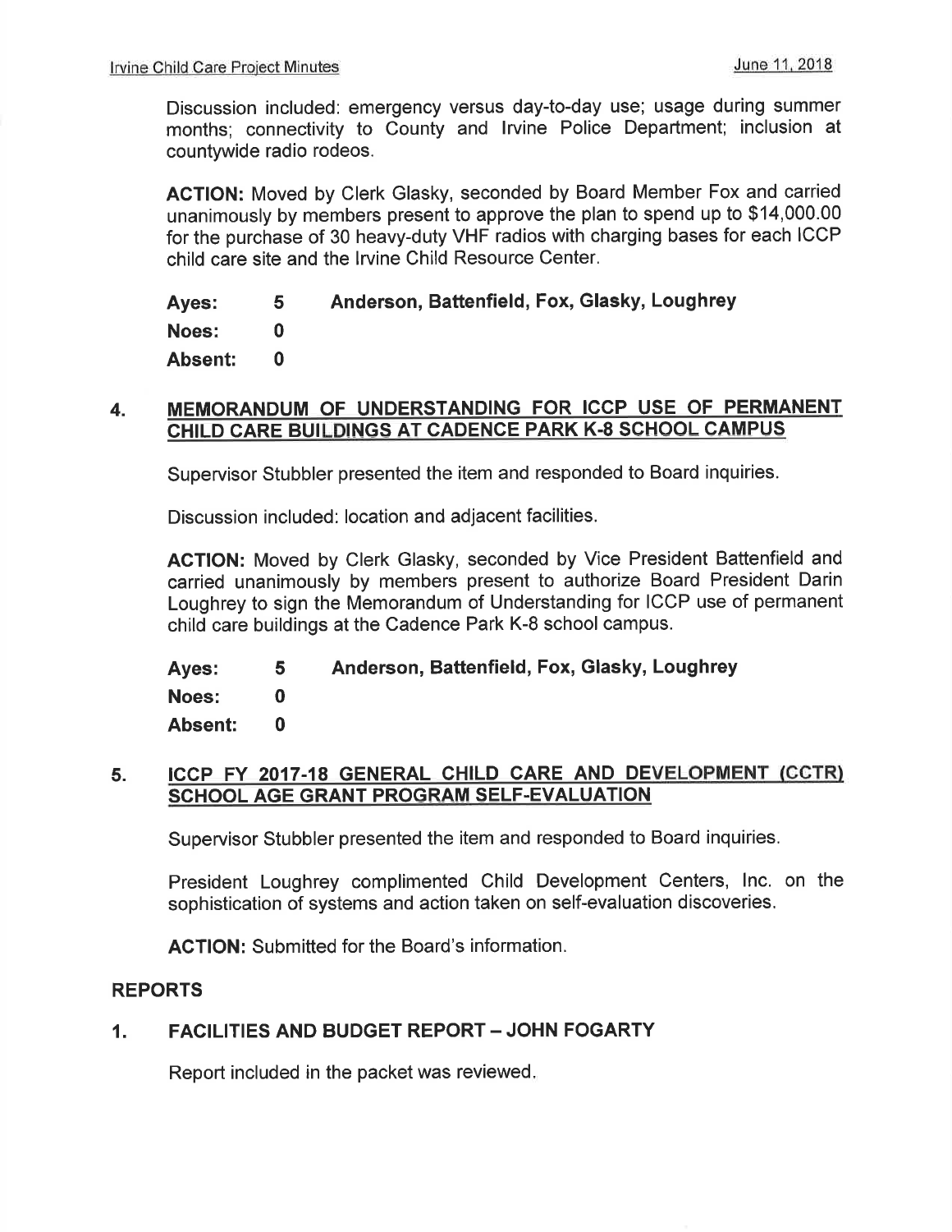Discussion included: emergency versus day-to-day use; usage during summer months; connectivity to County and Irvine Police Department; inclusion at countywide radio rodeos.

**ACTION:** Moved by Clerk Glasky, seconded by Board Member Fox and carried unanimously by members present to approve the plan to spend up to $14,000.00 for the purchase of 30 heavy-duty VHF radios with charging bases for each ICCP child care site and the Irvine Child Resource Center.

**Ayes: 5 Anderson, Battenfield, Fox, Glasky, Loughrey**
**Noes: 0**
**Absent: 0**

## 4. MEMORANDUM OF UNDERSTANDING FOR ICCP USE OF PERMANENT CHILD CARE BUILDINGS AT CADENCE PARK K-8 SCHOOL CAMPUS

Supervisor Stubbler presented the item and responded to Board inquiries.

Discussion included: location and adjacent facilities.

**ACTION:** Moved by Clerk Glasky, seconded by Vice President Battenfield and carried unanimously by members present to authorize Board President Darin Loughrey to sign the Memorandum of Understanding for ICCP use of permanent child care buildings at the Cadence Park K-8 school campus.

**Ayes: 5 Anderson, Battenfield, Fox, Glasky, Loughrey**
**Noes: 0**
**Absent: 0**

## 5. ICCP FY 2017-18 GENERAL CHILD CARE AND DEVELOPMENT (CCTR) SCHOOL AGE GRANT PROGRAM SELF-EVALUATION

Supervisor Stubbler presented the item and responded to Board inquiries.

President Loughrey complimented Child Development Centers, Inc. on the sophistication of systems and action taken on self-evaluation discoveries.

**ACTION:** Submitted for the Board's information.

## REPORTS

### 1. FACILITIES AND BUDGET REPORT – JOHN FOGARTY

Report included in the packet was reviewed.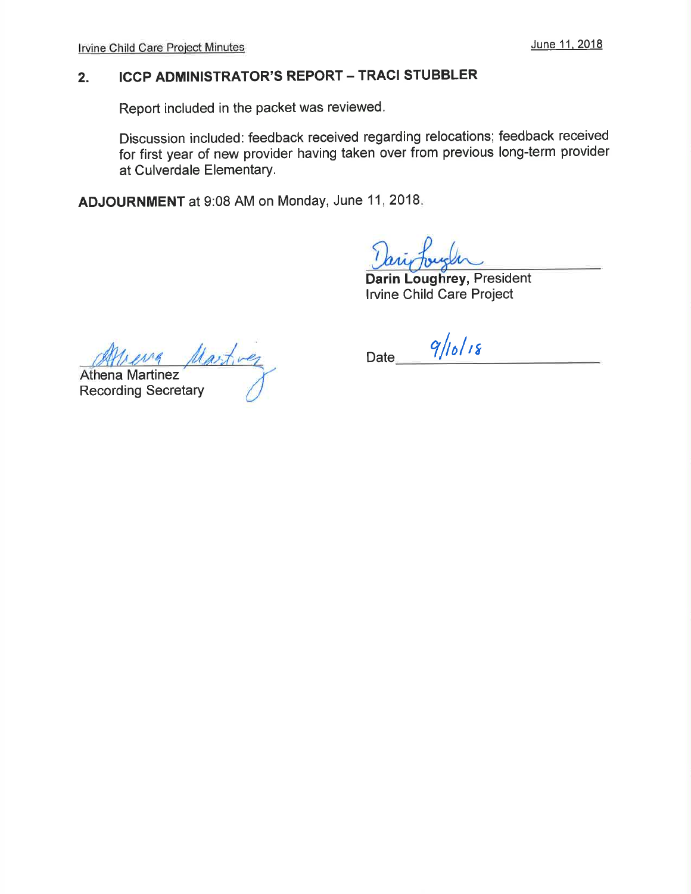## 2. ICCP ADMINISTRATOR'S REPORT – TRACI STUBBLER

Report included in the packet was reviewed.

Discussion included: feedback received regarding relocations; feedback received for first year of new provider having taken over from previous long-term provider at Culverdale Elementary.

**ADJOURNMENT** at 9:08 AM on Monday, June 11, 2018.

**Darin Loughrey,** President
Irvine Child Care Project

Date 9/10/18

Athena Martinez
Recording Secretary